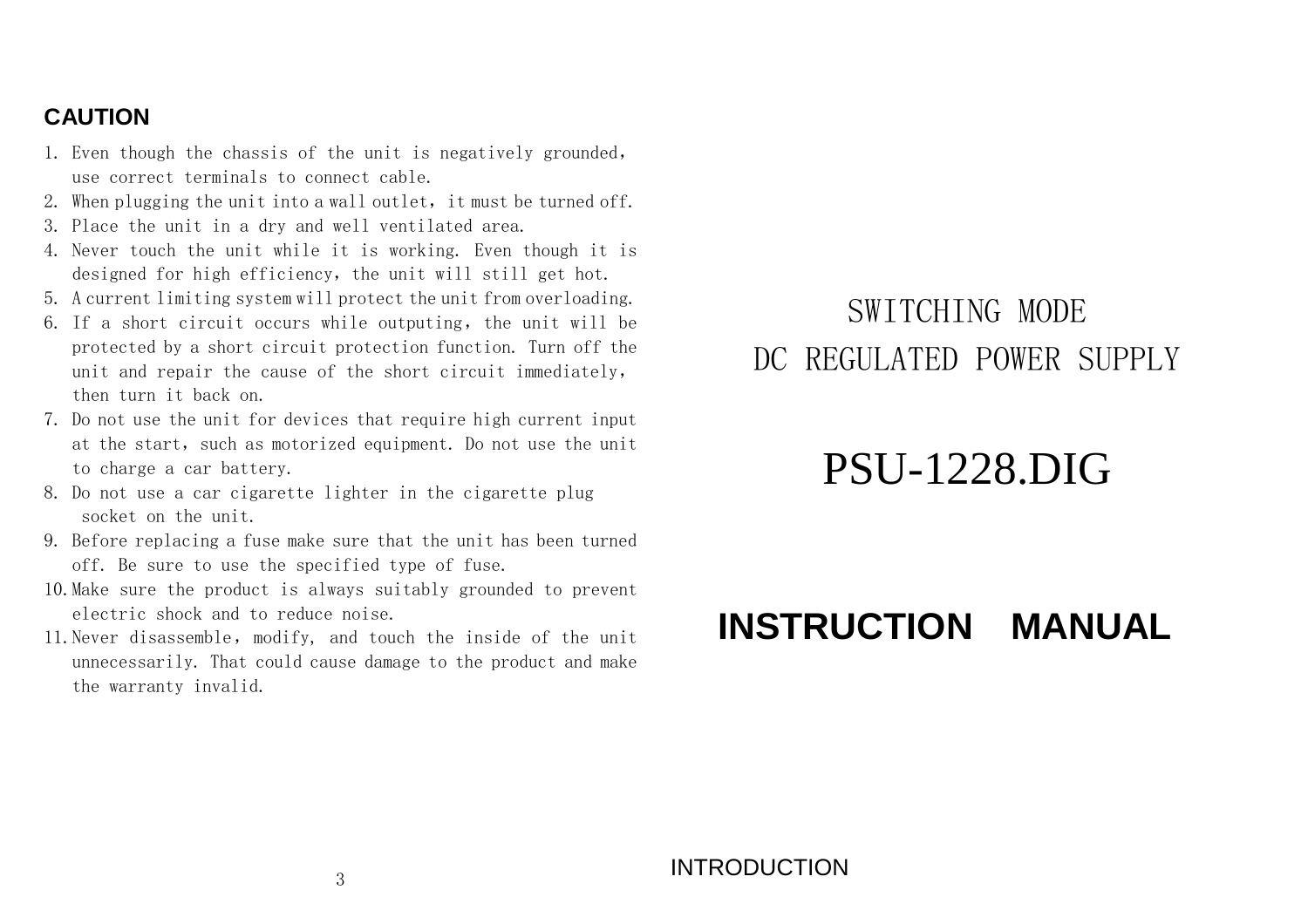## CAUTION

1. Even though the chassis of the unit is negatively grounded, use correct terminals to connect cable.
2. When plugging the unit into a wall outlet, it must be turned off.
3. Place the unit in a dry and well ventilated area.
4. Never touch the unit while it is working. Even though it is designed for high efficiency, the unit will still get hot.
5. A current limiting system will protect the unit from overloading.
6. If a short circuit occurs while outputing, the unit will be protected by a short circuit protection function. Turn off the unit and repair the cause of the short circuit immediately, then turn it back on.
7. Do not use the unit for devices that require high current input at the start, such as motorized equipment. Do not use the unit to charge a car battery.
8. Do not use a car cigarette lighter in the cigarette plug socket on the unit.
9. Before replacing a fuse make sure that the unit has been turned off. Be sure to use the specified type of fuse.
10. Make sure the product is always suitably grounded to prevent electric shock and to reduce noise.
11. Never disassemble, modify, and touch the inside of the unit unnecessarily. That could cause damage to the product and make the warranty invalid.

SWITCHING MODE

DC REGULATED POWER SUPPLY

# PSU-1228.DIG

# INSTRUCTION MANUAL

INTRODUCTION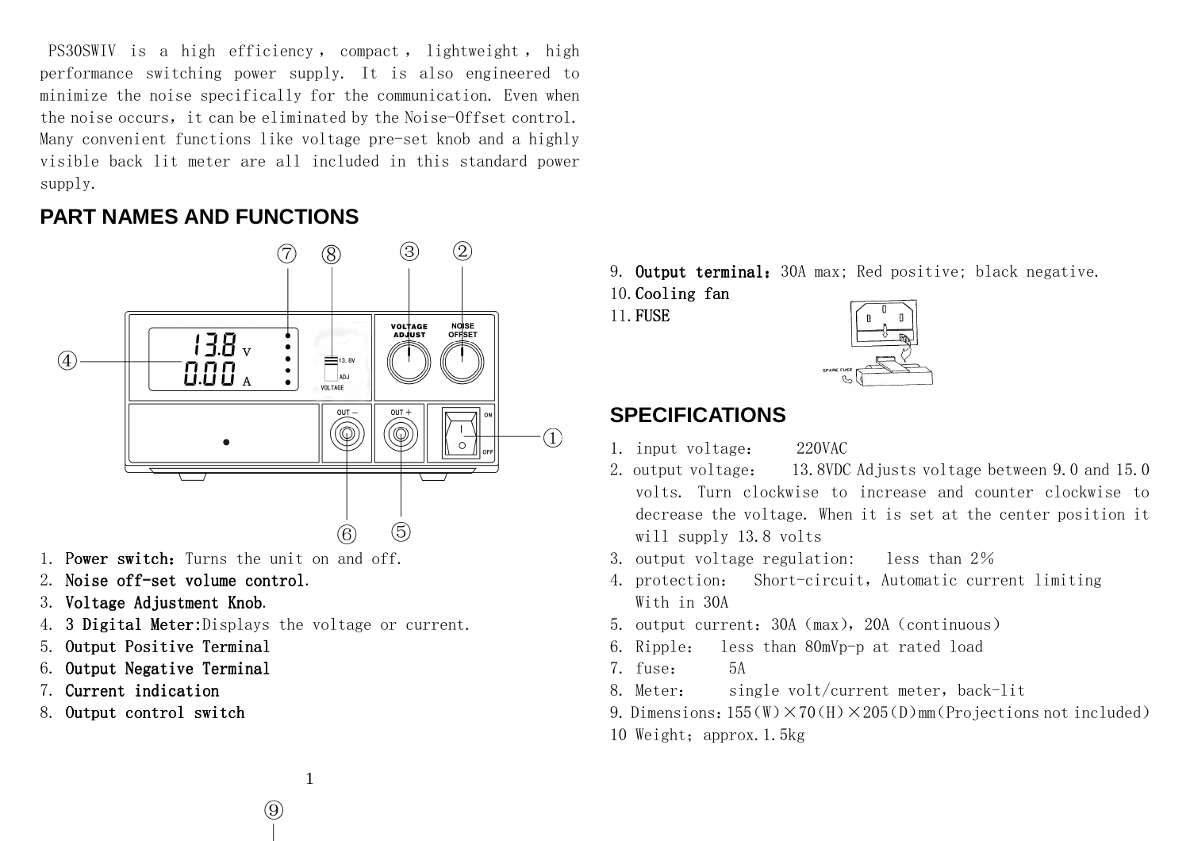PS30SWIV is a high efficiency, compact, lightweight, high performance switching power supply. It is also engineered to minimize the noise specifically for the communication. Even when the noise occurs, it can be eliminated by the Noise-Offset control. Many convenient functions like voltage pre-set knob and a highly visible back lit meter are all included in this standard power supply.

## PART NAMES AND FUNCTIONS

⑦ ⑧ ③ ②

④

13.8 V
0.00 A

13.8V
ADJ
VOLTAGE

VOLTAGE ADJUST
NOISE OFFSET

OUT − OUT +

ON
OFF

①

⑥ ⑤

1. **Power switch**：Turns the unit on and off.
2. **Noise off-set volume control**.
3. **Voltage Adjustment Knob**.
4. **3 Digital Meter**:Displays the voltage or current.
5. **Output Positive Terminal**
6. **Output Negative Terminal**
7. **Current indication**
8. **Output control switch**

⑨

9. **Output terminal**：30A max; Red positive; black negative.
10. **Cooling fan**
11. **FUSE**

SPARE FUSE

## SPECIFICATIONS

1. input voltage： 220VAC
2. output voltage： 13.8VDC Adjusts voltage between 9.0 and 15.0 volts. Turn clockwise to increase and counter clockwise to decrease the voltage. When it is set at the center position it will supply 13.8 volts
3. output voltage regulation: less than 2%
4. protection： Short-circuit，Automatic current limiting With in 30A
5. output current：30A (max)，20A (continuous)
6. Ripple： less than 80mVp-p at rated load
7. fuse： 5A
8. Meter： single volt/current meter，back-lit
9. Dimensions：155(W)×70(H)×205(D)mm(Projections not included)
10. Weight；approx.1.5kg